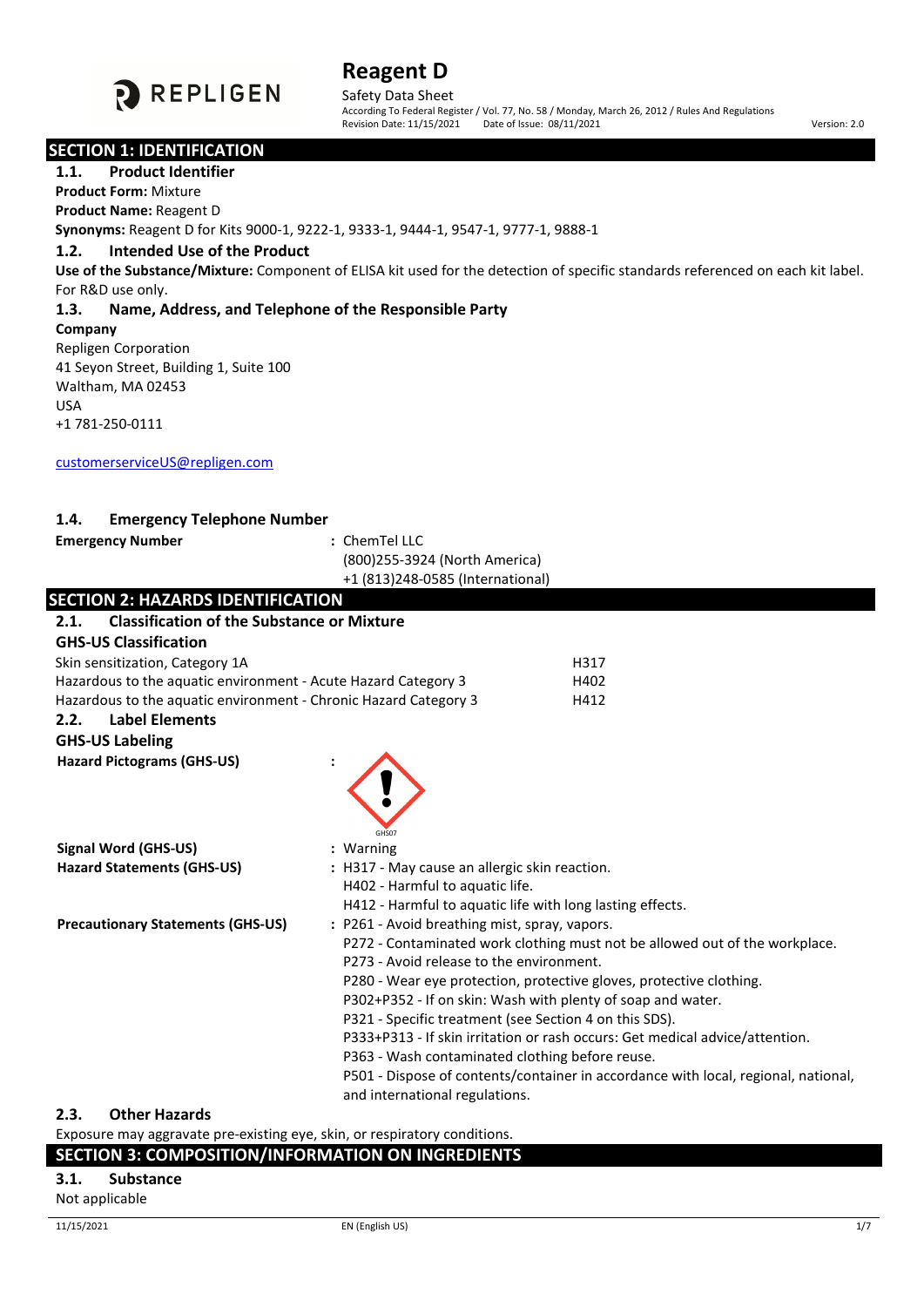# Reagent D

Safety Data Sheet

According To Federal Register / Vol. 77, No. 58 / Monday, March 26, 2012 / Rules And Regulations

Revision Date: 11/15/2021 Date of Issue: 08/11/2021 Version: 2.0

## SECTION 1: IDENTIFICATION

### 1.1. Product Identifier

**Product Form:** Mixture

**Product Name:** Reagent D

**Synonyms:** Reagent D for Kits 9000-1, 9222-1, 9333-1, 9444-1, 9547-1, 9777-1, 9888-1

### 1.2. Intended Use of the Product

**Use of the Substance/Mixture:** Component of ELISA kit used for the detection of specific standards referenced on each kit label. For R&D use only.

### 1.3. Name, Address, and Telephone of the Responsible Party

**Company**

Repligen Corporation
41 Seyon Street, Building 1, Suite 100
Waltham, MA 02453
USA
+1 781-250-0111

customerserviceUS@repligen.com

### 1.4. Emergency Telephone Number

**Emergency Number** : ChemTel LLC
(800)255-3924 (North America)
+1 (813)248-0585 (International)

## SECTION 2: HAZARDS IDENTIFICATION

### 2.1. Classification of the Substance or Mixture

**GHS-US Classification**

| | |
|---|---|
| Skin sensitization, Category 1A | H317 |
| Hazardous to the aquatic environment - Acute Hazard Category 3 | H402 |
| Hazardous to the aquatic environment - Chronic Hazard Category 3 | H412 |

### 2.2. Label Elements

**GHS-US Labeling**

**Hazard Pictograms (GHS-US)** :

GHS07

**Signal Word (GHS-US)** : Warning

**Hazard Statements (GHS-US)** : H317 - May cause an allergic skin reaction.
H402 - Harmful to aquatic life.
H412 - Harmful to aquatic life with long lasting effects.

**Precautionary Statements (GHS-US)** : P261 - Avoid breathing mist, spray, vapors.
P272 - Contaminated work clothing must not be allowed out of the workplace.
P273 - Avoid release to the environment.
P280 - Wear eye protection, protective gloves, protective clothing.
P302+P352 - If on skin: Wash with plenty of soap and water.
P321 - Specific treatment (see Section 4 on this SDS).
P333+P313 - If skin irritation or rash occurs: Get medical advice/attention.
P363 - Wash contaminated clothing before reuse.
P501 - Dispose of contents/container in accordance with local, regional, national, and international regulations.

### 2.3. Other Hazards

Exposure may aggravate pre-existing eye, skin, or respiratory conditions.

## SECTION 3: COMPOSITION/INFORMATION ON INGREDIENTS

### 3.1. Substance

Not applicable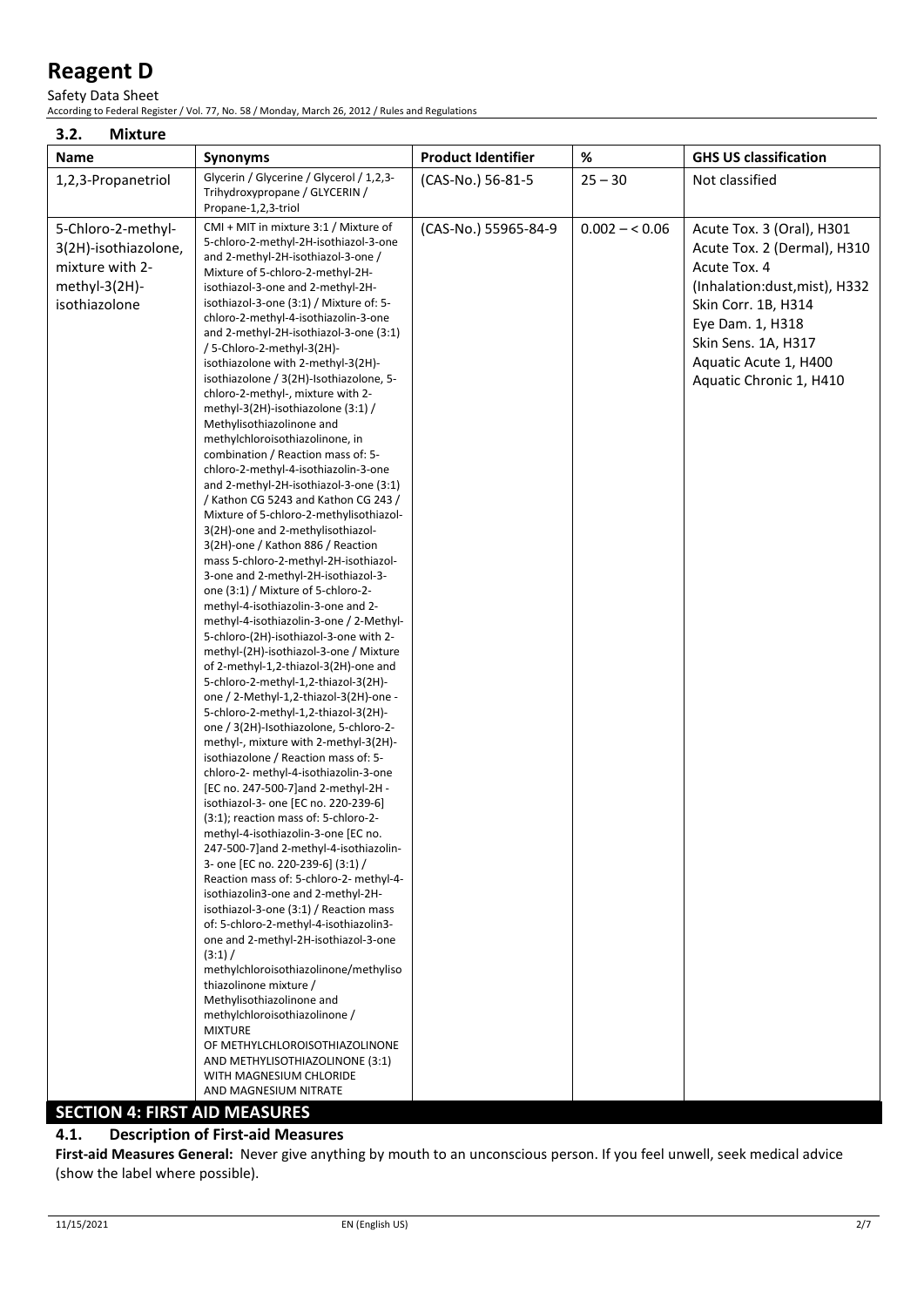# Reagent D

Safety Data Sheet

According to Federal Register / Vol. 77, No. 58 / Monday, March 26, 2012 / Rules and Regulations

### 3.2. Mixture

| Name | Synonyms | Product Identifier | % | GHS US classification |
|---|---|---|---|---|
| 1,2,3-Propanetriol | Glycerin / Glycerine / Glycerol / 1,2,3-Trihydroxypropane / GLYCERIN / Propane-1,2,3-triol | (CAS-No.) 56-81-5 | 25 – 30 | Not classified |
| 5-Chloro-2-methyl-3(2H)-isothiazolone, mixture with 2-methyl-3(2H)-isothiazolone | CMI + MIT in mixture 3:1 / Mixture of 5-chloro-2-methyl-2H-isothiazol-3-one and 2-methyl-2H-isothiazol-3-one / Mixture of 5-chloro-2-methyl-2H-isothiazol-3-one and 2-methyl-2H-isothiazol-3-one (3:1) / Mixture of: 5-chloro-2-methyl-4-isothiazolin-3-one and 2-methyl-2H-isothiazol-3-one (3:1) / 5-Chloro-2-methyl-3(2H)-isothiazolone with 2-methyl-3(2H)-isothiazolone / 3(2H)-Isothiazolone, 5-chloro-2-methyl-, mixture with 2-methyl-3(2H)-isothiazolone (3:1) / Methylisothiazolinone and methylchloroisothiazolinone, in combination / Reaction mass of: 5-chloro-2-methyl-4-isothiazolin-3-one and 2-methyl-2H-isothiazol-3-one (3:1) / Kathon CG 5243 and Kathon CG 243 / Mixture of 5-chloro-2-methylisothiazol-3(2H)-one and 2-methylisothiazol-3(2H)-one / Kathon 886 / Reaction mass 5-chloro-2-methyl-2H-isothiazol-3-one and 2-methyl-2H-isothiazol-3-one (3:1) / Mixture of 5-chloro-2-methyl-4-isothiazolin-3-one and 2-methyl-4-isothiazolin-3-one / 2-Methyl-5-chloro-(2H)-isothiazol-3-one with 2-methyl-(2H)-isothiazol-3-one / Mixture of 2-methyl-1,2-thiazol-3(2H)-one and 5-chloro-2-methyl-1,2-thiazol-3(2H)-one / 2-Methyl-1,2-thiazol-3(2H)-one - 5-chloro-2-methyl-1,2-thiazol-3(2H)-one / 3(2H)-Isothiazolone, 5-chloro-2-methyl-, mixture with 2-methyl-3(2H)-isothiazolone / Reaction mass of: 5-chloro-2- methyl-4-isothiazolin-3-one [EC no. 247-500-7]and 2-methyl-2H - isothiazol-3- one [EC no. 220-239-6] (3:1); reaction mass of: 5-chloro-2-methyl-4-isothiazolin-3-one [EC no. 247-500-7]and 2-methyl-4-isothiazolin-3- one [EC no. 220-239-6] (3:1) / Reaction mass of: 5-chloro-2- methyl-4-isothiazolin3-one and 2-methyl-2H-isothiazol-3-one (3:1) / Reaction mass of: 5-chloro-2-methyl-4-isothiazolin3-one and 2-methyl-2H-isothiazol-3-one (3:1) / methylchloroisothiazolinone/methylisothiazolinone mixture / Methylisothiazolinone and methylchloroisothiazolinone / MIXTURE OF METHYLCHLOROISOTHIAZOLINONE AND METHYLISOTHIAZOLINONE (3:1) WITH MAGNESIUM CHLORIDE AND MAGNESIUM NITRATE | (CAS-No.) 55965-84-9 | 0.002 – < 0.06 | Acute Tox. 3 (Oral), H301<br>Acute Tox. 2 (Dermal), H310<br>Acute Tox. 4 (Inhalation:dust,mist), H332<br>Skin Corr. 1B, H314<br>Eye Dam. 1, H318<br>Skin Sens. 1A, H317<br>Aquatic Acute 1, H400<br>Aquatic Chronic 1, H410 |

## SECTION 4: FIRST AID MEASURES

### 4.1. Description of First-aid Measures

**First-aid Measures General:** Never give anything by mouth to an unconscious person. If you feel unwell, seek medical advice (show the label where possible).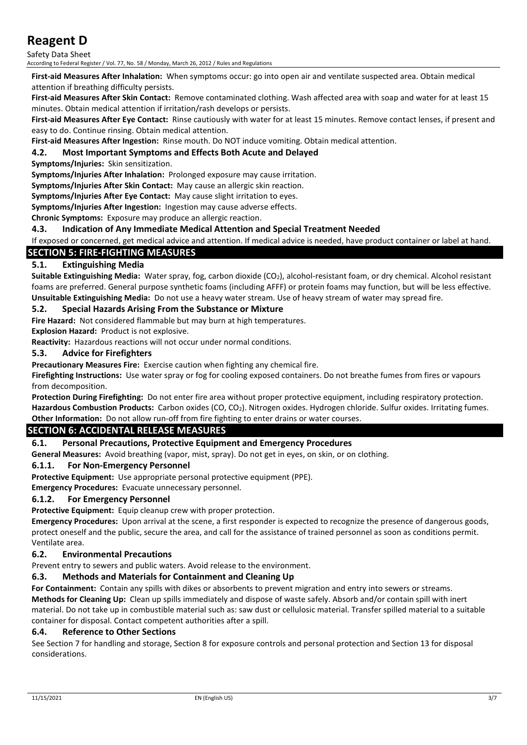**First-aid Measures After Inhalation:** When symptoms occur: go into open air and ventilate suspected area. Obtain medical attention if breathing difficulty persists.

**First-aid Measures After Skin Contact:** Remove contaminated clothing. Wash affected area with soap and water for at least 15 minutes. Obtain medical attention if irritation/rash develops or persists.

**First-aid Measures After Eye Contact:** Rinse cautiously with water for at least 15 minutes. Remove contact lenses, if present and easy to do. Continue rinsing. Obtain medical attention.

**First-aid Measures After Ingestion:** Rinse mouth. Do NOT induce vomiting. Obtain medical attention.

### 4.2. Most Important Symptoms and Effects Both Acute and Delayed

**Symptoms/Injuries:** Skin sensitization.

**Symptoms/Injuries After Inhalation:** Prolonged exposure may cause irritation.

**Symptoms/Injuries After Skin Contact:** May cause an allergic skin reaction.

**Symptoms/Injuries After Eye Contact:** May cause slight irritation to eyes.

**Symptoms/Injuries After Ingestion:** Ingestion may cause adverse effects.

**Chronic Symptoms:** Exposure may produce an allergic reaction.

### 4.3. Indication of Any Immediate Medical Attention and Special Treatment Needed

If exposed or concerned, get medical advice and attention. If medical advice is needed, have product container or label at hand.

## SECTION 5: FIRE-FIGHTING MEASURES

### 5.1. Extinguishing Media

**Suitable Extinguishing Media:** Water spray, fog, carbon dioxide ($CO_2$), alcohol-resistant foam, or dry chemical. Alcohol resistant foams are preferred. General purpose synthetic foams (including AFFF) or protein foams may function, but will be less effective.

**Unsuitable Extinguishing Media:** Do not use a heavy water stream. Use of heavy stream of water may spread fire.

### 5.2. Special Hazards Arising From the Substance or Mixture

**Fire Hazard:** Not considered flammable but may burn at high temperatures.

**Explosion Hazard:** Product is not explosive.

**Reactivity:** Hazardous reactions will not occur under normal conditions.

### 5.3. Advice for Firefighters

**Precautionary Measures Fire:** Exercise caution when fighting any chemical fire.

**Firefighting Instructions:** Use water spray or fog for cooling exposed containers. Do not breathe fumes from fires or vapours from decomposition.

**Protection During Firefighting:** Do not enter fire area without proper protective equipment, including respiratory protection.

**Hazardous Combustion Products:** Carbon oxides ($CO$, $CO_2$). Nitrogen oxides. Hydrogen chloride. Sulfur oxides. Irritating fumes.

**Other Information:** Do not allow run-off from fire fighting to enter drains or water courses.

## SECTION 6: ACCIDENTAL RELEASE MEASURES

### 6.1. Personal Precautions, Protective Equipment and Emergency Procedures

**General Measures:** Avoid breathing (vapor, mist, spray). Do not get in eyes, on skin, or on clothing.

#### 6.1.1. For Non-Emergency Personnel

**Protective Equipment:** Use appropriate personal protective equipment (PPE).

**Emergency Procedures:** Evacuate unnecessary personnel.

#### 6.1.2. For Emergency Personnel

**Protective Equipment:** Equip cleanup crew with proper protection.

**Emergency Procedures:** Upon arrival at the scene, a first responder is expected to recognize the presence of dangerous goods, protect oneself and the public, secure the area, and call for the assistance of trained personnel as soon as conditions permit. Ventilate area.

### 6.2. Environmental Precautions

Prevent entry to sewers and public waters. Avoid release to the environment.

### 6.3. Methods and Materials for Containment and Cleaning Up

**For Containment:** Contain any spills with dikes or absorbents to prevent migration and entry into sewers or streams.

**Methods for Cleaning Up:** Clean up spills immediately and dispose of waste safely. Absorb and/or contain spill with inert material. Do not take up in combustible material such as: saw dust or cellulosic material. Transfer spilled material to a suitable container for disposal. Contact competent authorities after a spill.

### 6.4. Reference to Other Sections

See Section 7 for handling and storage, Section 8 for exposure controls and personal protection and Section 13 for disposal considerations.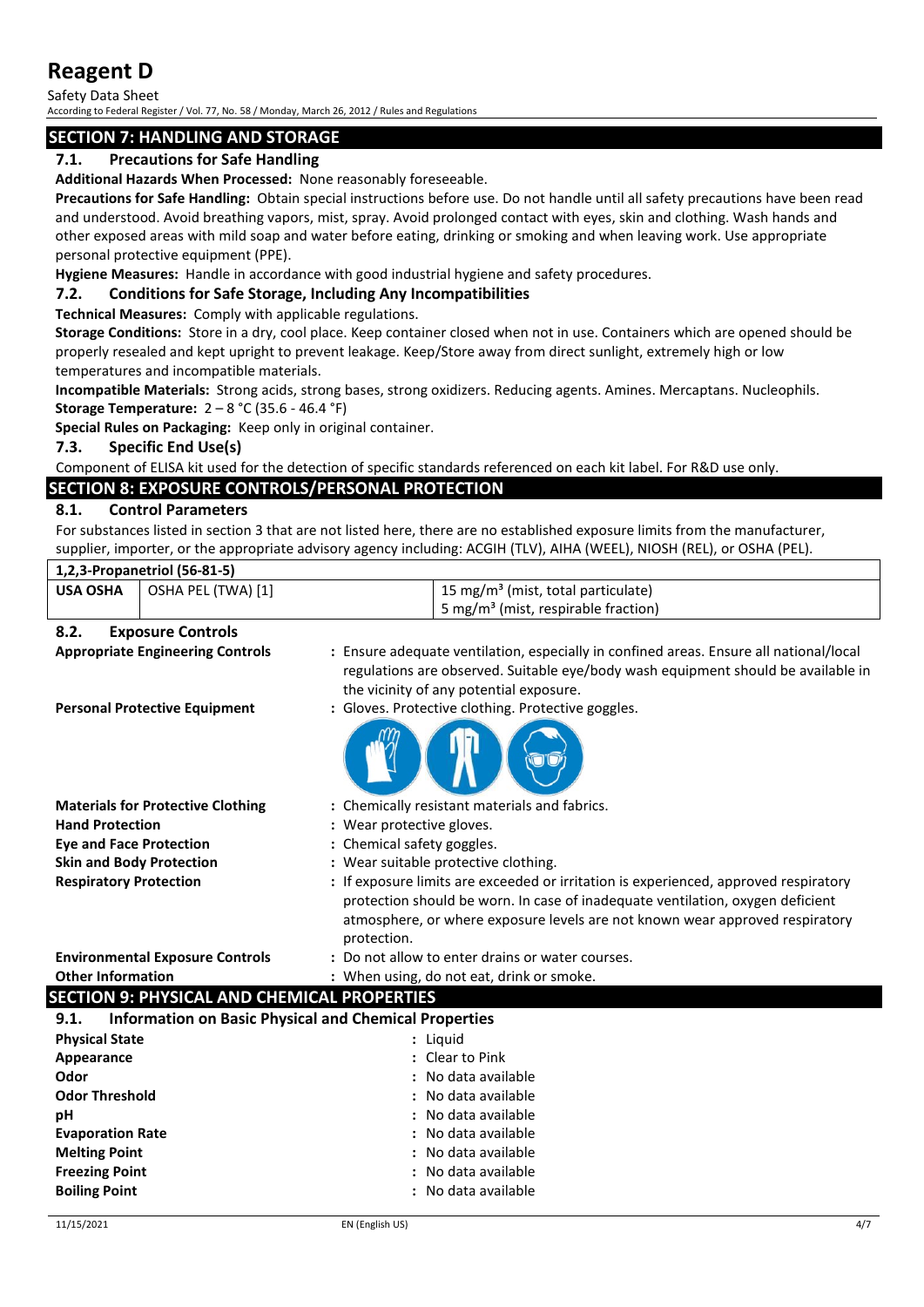## SECTION 7: HANDLING AND STORAGE

### 7.1. Precautions for Safe Handling

**Additional Hazards When Processed:** None reasonably foreseeable.

**Precautions for Safe Handling:** Obtain special instructions before use. Do not handle until all safety precautions have been read and understood. Avoid breathing vapors, mist, spray. Avoid prolonged contact with eyes, skin and clothing. Wash hands and other exposed areas with mild soap and water before eating, drinking or smoking and when leaving work. Use appropriate personal protective equipment (PPE).

**Hygiene Measures:** Handle in accordance with good industrial hygiene and safety procedures.

### 7.2. Conditions for Safe Storage, Including Any Incompatibilities

**Technical Measures:** Comply with applicable regulations.

**Storage Conditions:** Store in a dry, cool place. Keep container closed when not in use. Containers which are opened should be properly resealed and kept upright to prevent leakage. Keep/Store away from direct sunlight, extremely high or low temperatures and incompatible materials.

**Incompatible Materials:** Strong acids, strong bases, strong oxidizers. Reducing agents. Amines. Mercaptans. Nucleophils.

**Storage Temperature:** 2 – 8 °C (35.6 - 46.4 °F)

**Special Rules on Packaging:** Keep only in original container.

### 7.3. Specific End Use(s)

Component of ELISA kit used for the detection of specific standards referenced on each kit label. For R&D use only.

## SECTION 8: EXPOSURE CONTROLS/PERSONAL PROTECTION

### 8.1. Control Parameters

For substances listed in section 3 that are not listed here, there are no established exposure limits from the manufacturer, supplier, importer, or the appropriate advisory agency including: ACGIH (TLV), AIHA (WEEL), NIOSH (REL), or OSHA (PEL).

| 1,2,3-Propanetriol (56-81-5) | | |
|---|---|---|
| USA OSHA | OSHA PEL (TWA) [1] | 15 mg/m³ (mist, total particulate)<br>5 mg/m³ (mist, respirable fraction) |

### 8.2. Exposure Controls

**Appropriate Engineering Controls** : Ensure adequate ventilation, especially in confined areas. Ensure all national/local regulations are observed. Suitable eye/body wash equipment should be available in the vicinity of any potential exposure.

**Personal Protective Equipment** : Gloves. Protective clothing. Protective goggles.

**Materials for Protective Clothing** : Chemically resistant materials and fabrics.

**Hand Protection** : Wear protective gloves.

**Eye and Face Protection** : Chemical safety goggles.

**Skin and Body Protection** : Wear suitable protective clothing.

**Respiratory Protection** : If exposure limits are exceeded or irritation is experienced, approved respiratory protection should be worn. In case of inadequate ventilation, oxygen deficient atmosphere, or where exposure levels are not known wear approved respiratory protection.

**Environmental Exposure Controls** : Do not allow to enter drains or water courses.

**Other Information** : When using, do not eat, drink or smoke.

## SECTION 9: PHYSICAL AND CHEMICAL PROPERTIES

### 9.1. Information on Basic Physical and Chemical Properties

**Physical State** : Liquid

**Appearance** : Clear to Pink

**Odor** : No data available

**Odor Threshold** : No data available

**pH** : No data available

**Evaporation Rate** : No data available

**Melting Point** : No data available

**Freezing Point** : No data available

**Boiling Point** : No data available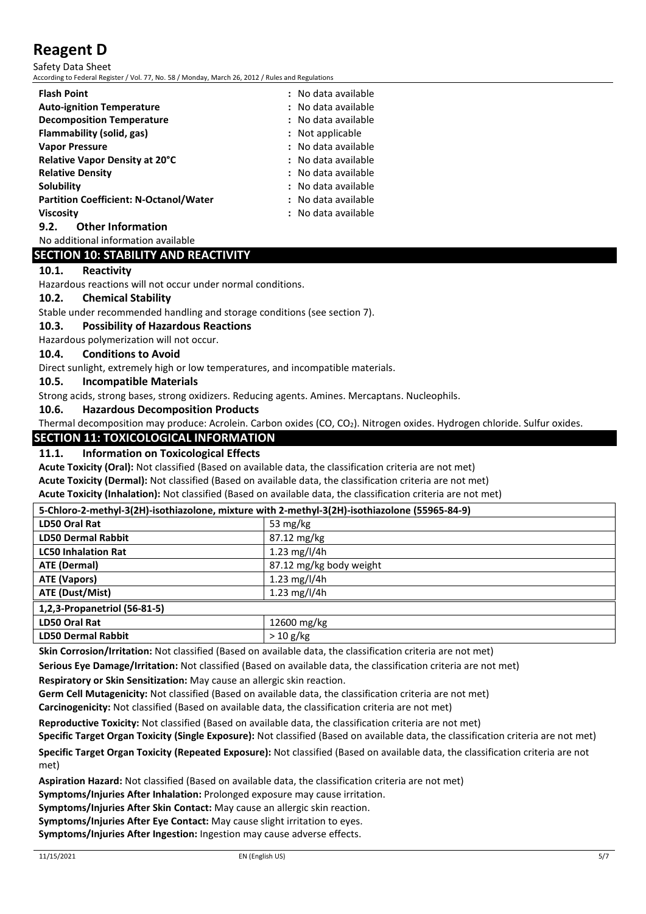| | |
|---|---|
| **Flash Point** | : No data available |
| **Auto-ignition Temperature** | : No data available |
| **Decomposition Temperature** | : No data available |
| **Flammability (solid, gas)** | : Not applicable |
| **Vapor Pressure** | : No data available |
| **Relative Vapor Density at 20°C** | : No data available |
| **Relative Density** | : No data available |
| **Solubility** | : No data available |
| **Partition Coefficient: N-Octanol/Water** | : No data available |
| **Viscosity** | : No data available |

### 9.2. Other Information

No additional information available

## SECTION 10: STABILITY AND REACTIVITY

### 10.1. Reactivity

Hazardous reactions will not occur under normal conditions.

### 10.2. Chemical Stability

Stable under recommended handling and storage conditions (see section 7).

### 10.3. Possibility of Hazardous Reactions

Hazardous polymerization will not occur.

### 10.4. Conditions to Avoid

Direct sunlight, extremely high or low temperatures, and incompatible materials.

### 10.5. Incompatible Materials

Strong acids, strong bases, strong oxidizers. Reducing agents. Amines. Mercaptans. Nucleophiles.

### 10.6. Hazardous Decomposition Products

Thermal decomposition may produce: Acrolein. Carbon oxides ($CO$, $CO_2$). Nitrogen oxides. Hydrogen chloride. Sulfur oxides.

## SECTION 11: TOXICOLOGICAL INFORMATION

### 11.1. Information on Toxicological Effects

**Acute Toxicity (Oral):** Not classified (Based on available data, the classification criteria are not met)

**Acute Toxicity (Dermal):** Not classified (Based on available data, the classification criteria are not met)

**Acute Toxicity (Inhalation):** Not classified (Based on available data, the classification criteria are not met)

| 5-Chloro-2-methyl-3(2H)-isothiazolone, mixture with 2-methyl-3(2H)-isothiazolone (55965-84-9) | |
|---|---|
| **LD50 Oral Rat** | 53 mg/kg |
| **LD50 Dermal Rabbit** | 87.12 mg/kg |
| **LC50 Inhalation Rat** | 1.23 mg/l/4h |
| **ATE (Dermal)** | 87.12 mg/kg body weight |
| **ATE (Vapors)** | 1.23 mg/l/4h |
| **ATE (Dust/Mist)** | 1.23 mg/l/4h |
| **1,2,3-Propanetriol (56-81-5)** | |
| **LD50 Oral Rat** | 12600 mg/kg |
| **LD50 Dermal Rabbit** | > 10 g/kg |

**Skin Corrosion/Irritation:** Not classified (Based on available data, the classification criteria are not met)

**Serious Eye Damage/Irritation:** Not classified (Based on available data, the classification criteria are not met)

**Respiratory or Skin Sensitization:** May cause an allergic skin reaction.

**Germ Cell Mutagenicity:** Not classified (Based on available data, the classification criteria are not met)

**Carcinogenicity:** Not classified (Based on available data, the classification criteria are not met)

**Reproductive Toxicity:** Not classified (Based on available data, the classification criteria are not met)

**Specific Target Organ Toxicity (Single Exposure):** Not classified (Based on available data, the classification criteria are not met)

**Specific Target Organ Toxicity (Repeated Exposure):** Not classified (Based on available data, the classification criteria are not met)

**Aspiration Hazard:** Not classified (Based on available data, the classification criteria are not met)

**Symptoms/Injuries After Inhalation:** Prolonged exposure may cause irritation.

**Symptoms/Injuries After Skin Contact:** May cause an allergic skin reaction.

**Symptoms/Injuries After Eye Contact:** May cause slight irritation to eyes.

**Symptoms/Injuries After Ingestion:** Ingestion may cause adverse effects.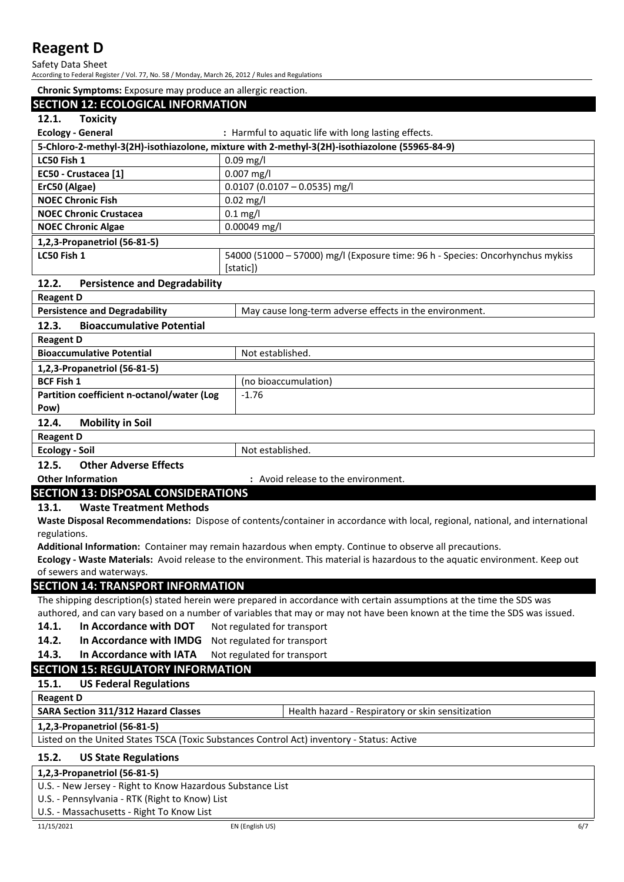**Chronic Symptoms:** Exposure may produce an allergic reaction.

## SECTION 12: ECOLOGICAL INFORMATION

### 12.1. Toxicity

**Ecology - General** : Harmful to aquatic life with long lasting effects.

| 5-Chloro-2-methyl-3(2H)-isothiazolone, mixture with 2-methyl-3(2H)-isothiazolone (55965-84-9) | |
|---|---|
| LC50 Fish 1 | 0.09 mg/l |
| EC50 - Crustacea [1] | 0.007 mg/l |
| ErC50 (Algae) | 0.0107 (0.0107 – 0.0535) mg/l |
| NOEC Chronic Fish | 0.02 mg/l |
| NOEC Chronic Crustacea | 0.1 mg/l |
| NOEC Chronic Algae | 0.00049 mg/l |
| **1,2,3-Propanetriol (56-81-5)** | |
| LC50 Fish 1 | 54000 (51000 – 57000) mg/l (Exposure time: 96 h - Species: Oncorhynchus mykiss [static]) |

### 12.2. Persistence and Degradability

| Reagent D | |
|---|---|
| Persistence and Degradability | May cause long-term adverse effects in the environment. |

### 12.3. Bioaccumulative Potential

| Reagent D | |
|---|---|
| Bioaccumulative Potential | Not established. |
| **1,2,3-Propanetriol (56-81-5)** | |
| BCF Fish 1 | (no bioaccumulation) |
| Partition coefficient n-octanol/water (Log Pow) | -1.76 |

### 12.4. Mobility in Soil

| Reagent D | |
|---|---|
| Ecology - Soil | Not established. |

### 12.5. Other Adverse Effects

**Other Information** : Avoid release to the environment.

## SECTION 13: DISPOSAL CONSIDERATIONS

### 13.1. Waste Treatment Methods

**Waste Disposal Recommendations:** Dispose of contents/container in accordance with local, regional, national, and international regulations.

**Additional Information:** Container may remain hazardous when empty. Continue to observe all precautions.

**Ecology - Waste Materials:** Avoid release to the environment. This material is hazardous to the aquatic environment. Keep out of sewers and waterways.

## SECTION 14: TRANSPORT INFORMATION

The shipping description(s) stated herein were prepared in accordance with certain assumptions at the time the SDS was authored, and can vary based on a number of variables that may or may not have been known at the time the SDS was issued.

**14.1. In Accordance with DOT** Not regulated for transport

**14.2. In Accordance with IMDG** Not regulated for transport

**14.3. In Accordance with IATA** Not regulated for transport

## SECTION 15: REGULATORY INFORMATION

### 15.1. US Federal Regulations

| Reagent D | |
|---|---|
| SARA Section 311/312 Hazard Classes | Health hazard - Respiratory or skin sensitization |
| **1,2,3-Propanetriol (56-81-5)** | |
| Listed on the United States TSCA (Toxic Substances Control Act) inventory - Status: Active | |

### 15.2. US State Regulations

| 1,2,3-Propanetriol (56-81-5) |
|---|
| U.S. - New Jersey - Right to Know Hazardous Substance List |
| U.S. - Pennsylvania - RTK (Right to Know) List |
| U.S. - Massachusetts - Right To Know List |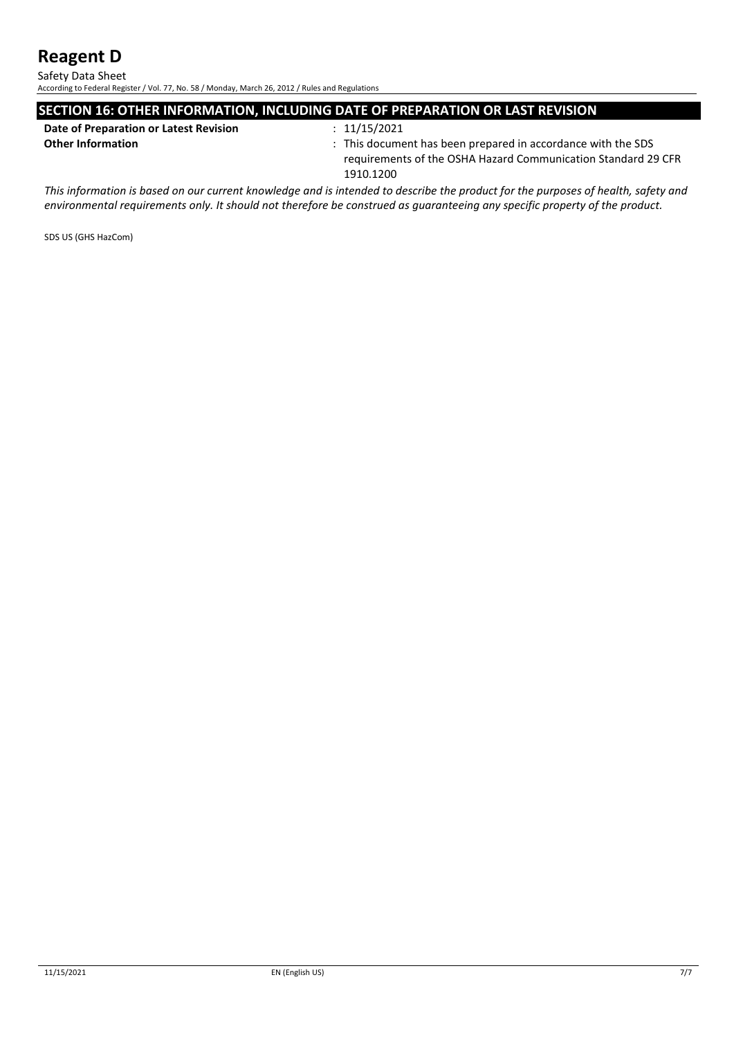## SECTION 16: OTHER INFORMATION, INCLUDING DATE OF PREPARATION OR LAST REVISION

| | |
|---|---|
| **Date of Preparation or Latest Revision** | : 11/15/2021 |
| **Other Information** | : This document has been prepared in accordance with the SDS requirements of the OSHA Hazard Communication Standard 29 CFR 1910.1200 |

*This information is based on our current knowledge and is intended to describe the product for the purposes of health, safety and environmental requirements only. It should not therefore be construed as guaranteeing any specific property of the product.*

SDS US (GHS HazCom)